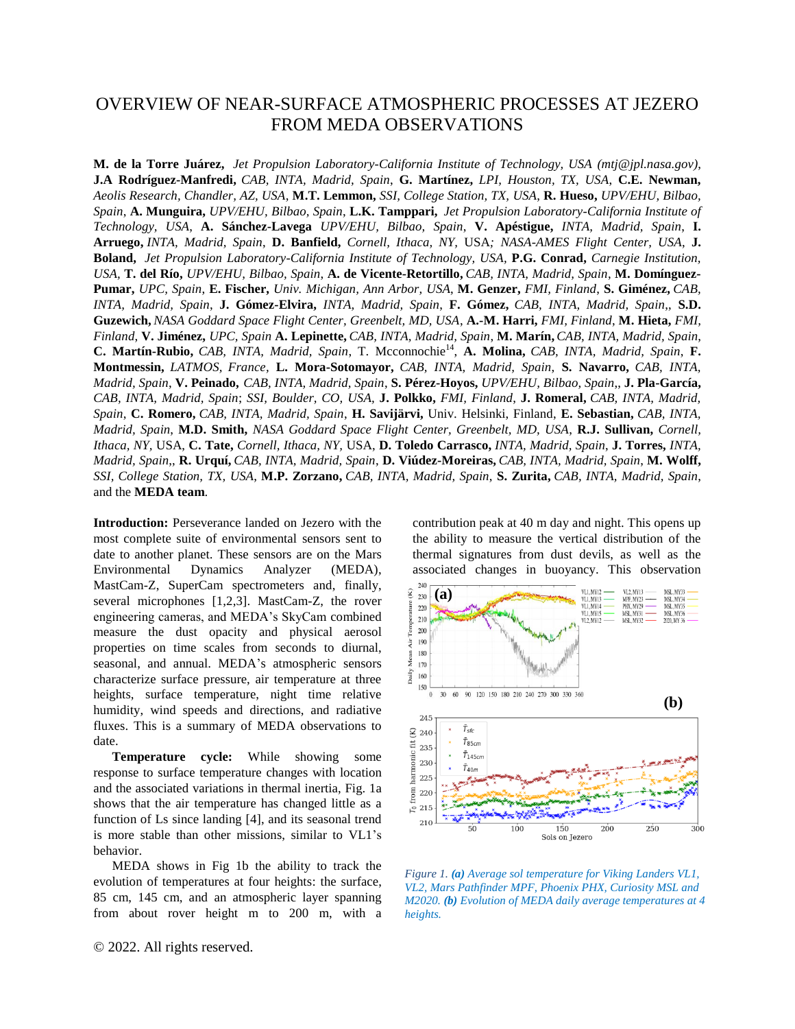# OVERVIEW OF NEAR-SURFACE ATMOSPHERIC PROCESSES AT JEZERO FROM MEDA OBSERVATIONS

**M. de la Torre Juárez,** *Jet Propulsion Laboratory-California Institute of Technology, USA (mtj@jpl.nasa.gov),* **J.A Rodríguez-Manfredi,** *CAB, INTA, Madrid, Spain*, **G. Martínez,** *LPI, Houston, TX, USA*, **C.E. Newman,** *Aeolis Research, Chandler, AZ, USA*, **M.T. Lemmon,** *SSI, College Station, TX, USA,* **R. Hueso,** *UPV/EHU, Bilbao, Spain*, **A. Munguira,** *UPV/EHU, Bilbao, Spain*, **L.K. Tamppari,** *Jet Propulsion Laboratory-California Institute of Technology, USA*, **A. Sánchez-Lavega** *UPV/EHU, Bilbao, Spain*, **V. Apéstigue,** *INTA, Madrid, Spain*, **I. Arruego,** *INTA, Madrid, Spain*, **D. Banfield,** *Cornell, Ithaca, NY,* USA*; NASA-AMES Flight Center, USA*, **J. Boland,** *Jet Propulsion Laboratory-California Institute of Technology, USA*, **P.G. Conrad,** *Carnegie Institution, USA*, **T. del Río,** *UPV/EHU, Bilbao, Spain*, **A. de Vicente-Retortillo,** *CAB, INTA, Madrid, Spain*, **M. Domínguez-Pumar,** *UPC, Spain*, **E. Fischer,** *Univ. Michigan, Ann Arbor, USA*, **M. Genzer,** *FMI, Finland*, **S. Giménez,** *CAB, INTA, Madrid, Spain*, **J. Gómez-Elvira,** *INTA, Madrid, Spain*, **F. Gómez,** *CAB, INTA, Madrid, Spain*,, **S.D. Guzewich,** *NASA Goddard Space Flight Center, Greenbelt, MD, USA*, **A.-M. Harri,** *FMI, Finland*, **M. Hieta,** *FMI, Finland*, **V. Jiménez,** *UPC, Spain* **A. Lepinette,** *CAB, INTA, Madrid, Spain*, **M. Marín,** *CAB, INTA, Madrid, Spain*, **C. Martín-Rubio,** *CAB, INTA, Madrid, Spain*, T. Mcconnochie[14], **A. Molina,** *CAB, INTA, Madrid, Spain*, **F. Montmessin,** *LATMOS, France*, **L. Mora-Sotomayor,** *CAB, INTA, Madrid, Spain*, **S. Navarro,** *CAB, INTA, Madrid, Spain*, **V. Peinado,** *CAB, INTA, Madrid, Spain*, **S. Pérez-Hoyos,** *UPV/EHU, Bilbao, Spain*,, **J. Pla-García,** *CAB, INTA, Madrid, Spain*; *SSI, Boulder, CO, USA*, **J. Polkko,** *FMI, Finland*, **J. Romeral,** *CAB, INTA, Madrid, Spain*, **C. Romero,** *CAB, INTA, Madrid, Spain*, **H. Savijärvi,** Univ. Helsinki, Finland, **E. Sebastian,** *CAB, INTA, Madrid, Spain*, **M.D. Smith,** *NASA Goddard Space Flight Center, Greenbelt, MD, USA*, **R.J. Sullivan,** *Cornell, Ithaca, NY,* USA, **C. Tate,** *Cornell, Ithaca, NY,* USA, **D. Toledo Carrasco,** *INTA, Madrid, Spain*, **J. Torres,** *INTA, Madrid, Spain*,, **R. Urquí,** *CAB, INTA, Madrid, Spain*, **D. Viúdez-Moreiras,** *CAB, INTA, Madrid, Spain*, **M. Wolff,** *SSI, College Station, TX, USA*, **M.P. Zorzano,** *CAB, INTA, Madrid, Spain*, **S. Zurita,** *CAB, INTA, Madrid, Spain*, and the **MEDA team**.

**Introduction:** Perseverance landed on Jezero with the most complete suite of environmental sensors sent to date to another planet. These sensors are on the Mars Environmental Dynamics Analyzer (MEDA), MastCam-Z, SuperCam spectrometers and, finally, several microphones [1,2,3]. MastCam-Z, the rover engineering cameras, and MEDA's SkyCam combined measure the dust opacity and physical aerosol properties on time scales from seconds to diurnal, seasonal, and annual. MEDA's atmospheric sensors characterize surface pressure, air temperature at three heights, surface temperature, night time relative humidity, wind speeds and directions, and radiative fluxes. This is a summary of MEDA observations to date.

**Temperature cycle:** While showing some response to surface temperature changes with location and the associated variations in thermal inertia, Fig. 1a shows that the air temperature has changed little as a function of Ls since landing [4], and its seasonal trend is more stable than other missions, similar to VL1's behavior.

MEDA shows in Fig 1b the ability to track the evolution of temperatures at four heights: the surface, 85 cm, 145 cm, and an atmospheric layer spanning from about rover height m to 200 m, with a contribution peak at 40 m day and night. This opens up the ability to measure the vertical distribution of the thermal signatures from dust devils, as well as the associated changes in buoyancy. This observation

*Figure 1. **(a)** Average sol temperature for Viking Landers VL1, VL2, Mars Pathfinder MPF, Phoenix PHX, Curiosity MSL and M2020. **(b)** Evolution of MEDA daily average temperatures at 4 heights.*

© 2022. All rights reserved.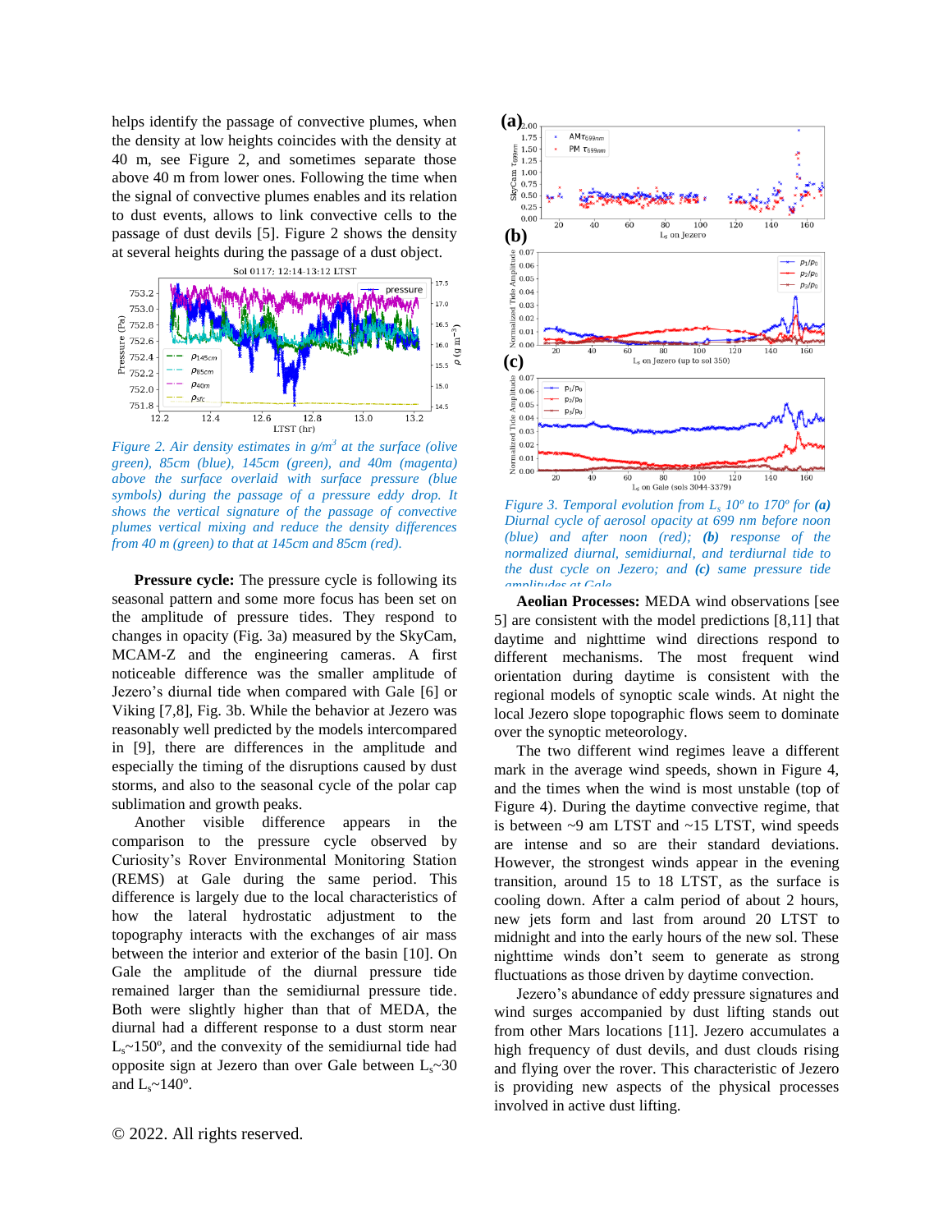helps identify the passage of convective plumes, when the density at low heights coincides with the density at 40 m, see Figure 2, and sometimes separate those above 40 m from lower ones. Following the time when the signal of convective plumes enables and its relation to dust events, allows to link convective cells to the passage of dust devils [5]. Figure 2 shows the density at several heights during the passage of a dust object.

*Figure 2. Air density estimates in g/m$^3$ at the surface (olive green), 85cm (blue), 145cm (green), and 40m (magenta) above the surface overlaid with surface pressure (blue symbols) during the passage of a pressure eddy drop. It shows the vertical signature of the passage of convective plumes vertical mixing and reduce the density differences from 40 m (green) to that at 145cm and 85cm (red).*

**Pressure cycle:** The pressure cycle is following its seasonal pattern and some more focus has been set on the amplitude of pressure tides. They respond to changes in opacity (Fig. 3a) measured by the SkyCam, MCAM-Z and the engineering cameras. A first noticeable difference was the smaller amplitude of Jezero's diurnal tide when compared with Gale [6] or Viking [7,8], Fig. 3b. While the behavior at Jezero was reasonably well predicted by the models intercompared in [9], there are differences in the amplitude and especially the timing of the disruptions caused by dust storms, and also to the seasonal cycle of the polar cap sublimation and growth peaks.

Another visible difference appears in the comparison to the pressure cycle observed by Curiosity's Rover Environmental Monitoring Station (REMS) at Gale during the same period. This difference is largely due to the local characteristics of how the lateral hydrostatic adjustment to the topography interacts with the exchanges of air mass between the interior and exterior of the basin [10]. On Gale the amplitude of the diurnal pressure tide remained larger than the semidiurnal pressure tide. Both were slightly higher than that of MEDA, the diurnal had a different response to a dust storm near $L_s$~150º, and the convexity of the semidiurnal tide had opposite sign at Jezero than over Gale between $L_s$~30 and $L_s$~140º.

*Figure 3. Temporal evolution from $L_s$ 10º to 170º for **(a)** Diurnal cycle of aerosol opacity at 699 nm before noon (blue) and after noon (red); **(b)** response of the normalized diurnal, semidiurnal, and terdiurnal tide to the dust cycle on Jezero; and **(c)** same pressure tide amplitudes at Gale.*

**Aeolian Processes:** MEDA wind observations [see 5] are consistent with the model predictions [8,11] that daytime and nighttime wind directions respond to different mechanisms. The most frequent wind orientation during daytime is consistent with the regional models of synoptic scale winds. At night the local Jezero slope topographic flows seem to dominate over the synoptic meteorology.

The two different wind regimes leave a different mark in the average wind speeds, shown in Figure 4, and the times when the wind is most unstable (top of Figure 4). During the daytime convective regime, that is between ~9 am LTST and ~15 LTST, wind speeds are intense and so are their standard deviations. However, the strongest winds appear in the evening transition, around 15 to 18 LTST, as the surface is cooling down. After a calm period of about 2 hours, new jets form and last from around 20 LTST to midnight and into the early hours of the new sol. These nighttime winds don't seem to generate as strong fluctuations as those driven by daytime convection.

Jezero's abundance of eddy pressure signatures and wind surges accompanied by dust lifting stands out from other Mars locations [11]. Jezero accumulates a high frequency of dust devils, and dust clouds rising and flying over the rover. This characteristic of Jezero is providing new aspects of the physical processes involved in active dust lifting.

© 2022. All rights reserved.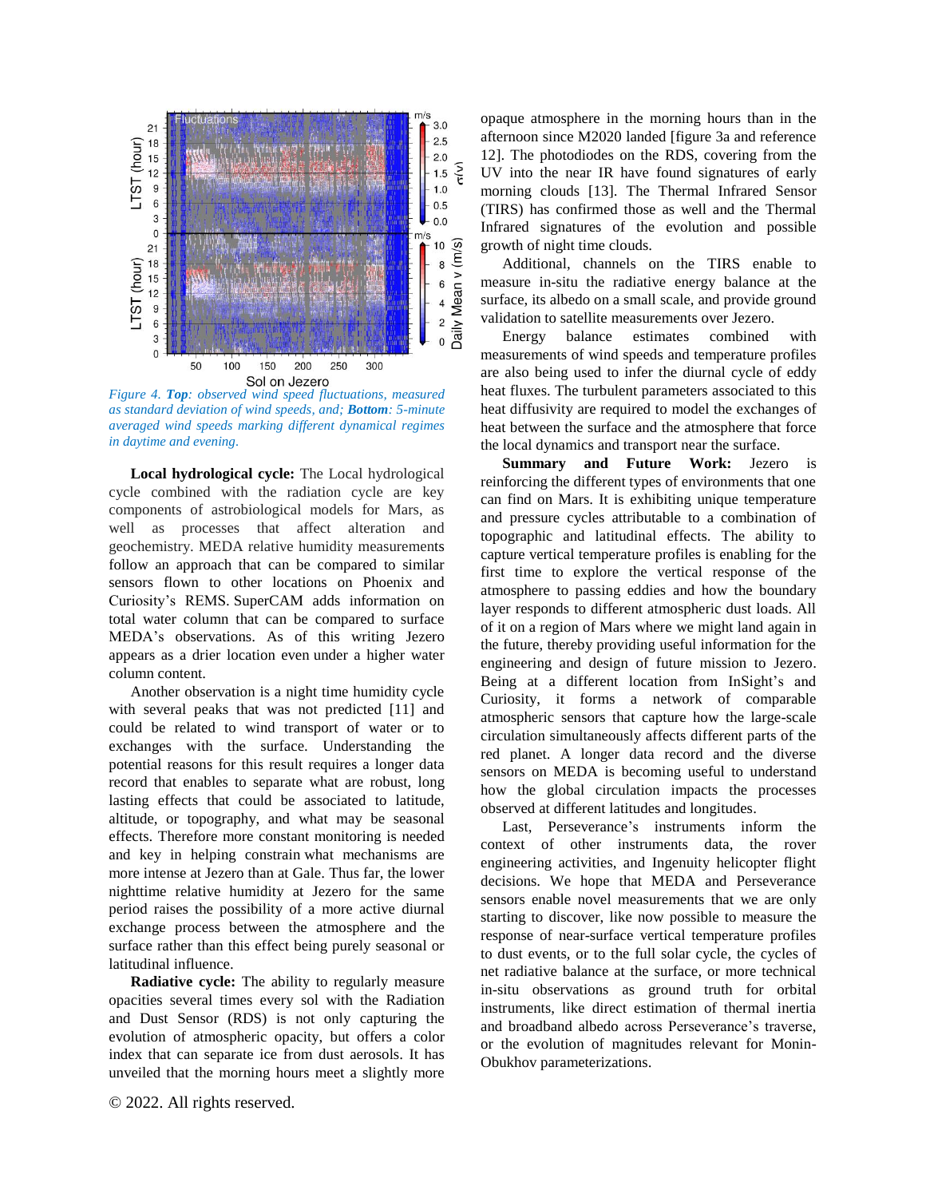*Figure 4. **Top**: observed wind speed fluctuations, measured as standard deviation of wind speeds, and; **Bottom**: 5-minute averaged wind speeds marking different dynamical regimes in daytime and evening.*

**Local hydrological cycle:** The Local hydrological cycle combined with the radiation cycle are key components of astrobiological models for Mars, as well as processes that affect alteration and geochemistry. MEDA relative humidity measurements follow an approach that can be compared to similar sensors flown to other locations on Phoenix and Curiosity's REMS. SuperCAM adds information on total water column that can be compared to surface MEDA's observations. As of this writing Jezero appears as a drier location even under a higher water column content.

Another observation is a night time humidity cycle with several peaks that was not predicted [11] and could be related to wind transport of water or to exchanges with the surface. Understanding the potential reasons for this result requires a longer data record that enables to separate what are robust, long lasting effects that could be associated to latitude, altitude, or topography, and what may be seasonal effects. Therefore more constant monitoring is needed and key in helping constrain what mechanisms are more intense at Jezero than at Gale. Thus far, the lower nighttime relative humidity at Jezero for the same period raises the possibility of a more active diurnal exchange process between the atmosphere and the surface rather than this effect being purely seasonal or latitudinal influence.

**Radiative cycle:** The ability to regularly measure opacities several times every sol with the Radiation and Dust Sensor (RDS) is not only capturing the evolution of atmospheric opacity, but offers a color index that can separate ice from dust aerosols. It has unveiled that the morning hours meet a slightly more opaque atmosphere in the morning hours than in the afternoon since M2020 landed [figure 3a and reference 12]. The photodiodes on the RDS, covering from the UV into the near IR have found signatures of early morning clouds [13]. The Thermal Infrared Sensor (TIRS) has confirmed those as well and the Thermal Infrared signatures of the evolution and possible growth of night time clouds.

Additional, channels on the TIRS enable to measure in-situ the radiative energy balance at the surface, its albedo on a small scale, and provide ground validation to satellite measurements over Jezero.

Energy balance estimates combined with measurements of wind speeds and temperature profiles are also being used to infer the diurnal cycle of eddy heat fluxes. The turbulent parameters associated to this heat diffusivity are required to model the exchanges of heat between the surface and the atmosphere that force the local dynamics and transport near the surface.

**Summary and Future Work:** Jezero is reinforcing the different types of environments that one can find on Mars. It is exhibiting unique temperature and pressure cycles attributable to a combination of topographic and latitudinal effects. The ability to capture vertical temperature profiles is enabling for the first time to explore the vertical response of the atmosphere to passing eddies and how the boundary layer responds to different atmospheric dust loads. All of it on a region of Mars where we might land again in the future, thereby providing useful information for the engineering and design of future mission to Jezero. Being at a different location from InSight's and Curiosity, it forms a network of comparable atmospheric sensors that capture how the large-scale circulation simultaneously affects different parts of the red planet. A longer data record and the diverse sensors on MEDA is becoming useful to understand how the global circulation impacts the processes observed at different latitudes and longitudes.

Last, Perseverance's instruments inform the context of other instruments data, the rover engineering activities, and Ingenuity helicopter flight decisions. We hope that MEDA and Perseverance sensors enable novel measurements that we are only starting to discover, like now possible to measure the response of near-surface vertical temperature profiles to dust events, or to the full solar cycle, the cycles of net radiative balance at the surface, or more technical in-situ observations as ground truth for orbital instruments, like direct estimation of thermal inertia and broadband albedo across Perseverance's traverse, or the evolution of magnitudes relevant for Monin-Obukhov parameterizations.

© 2022. All rights reserved.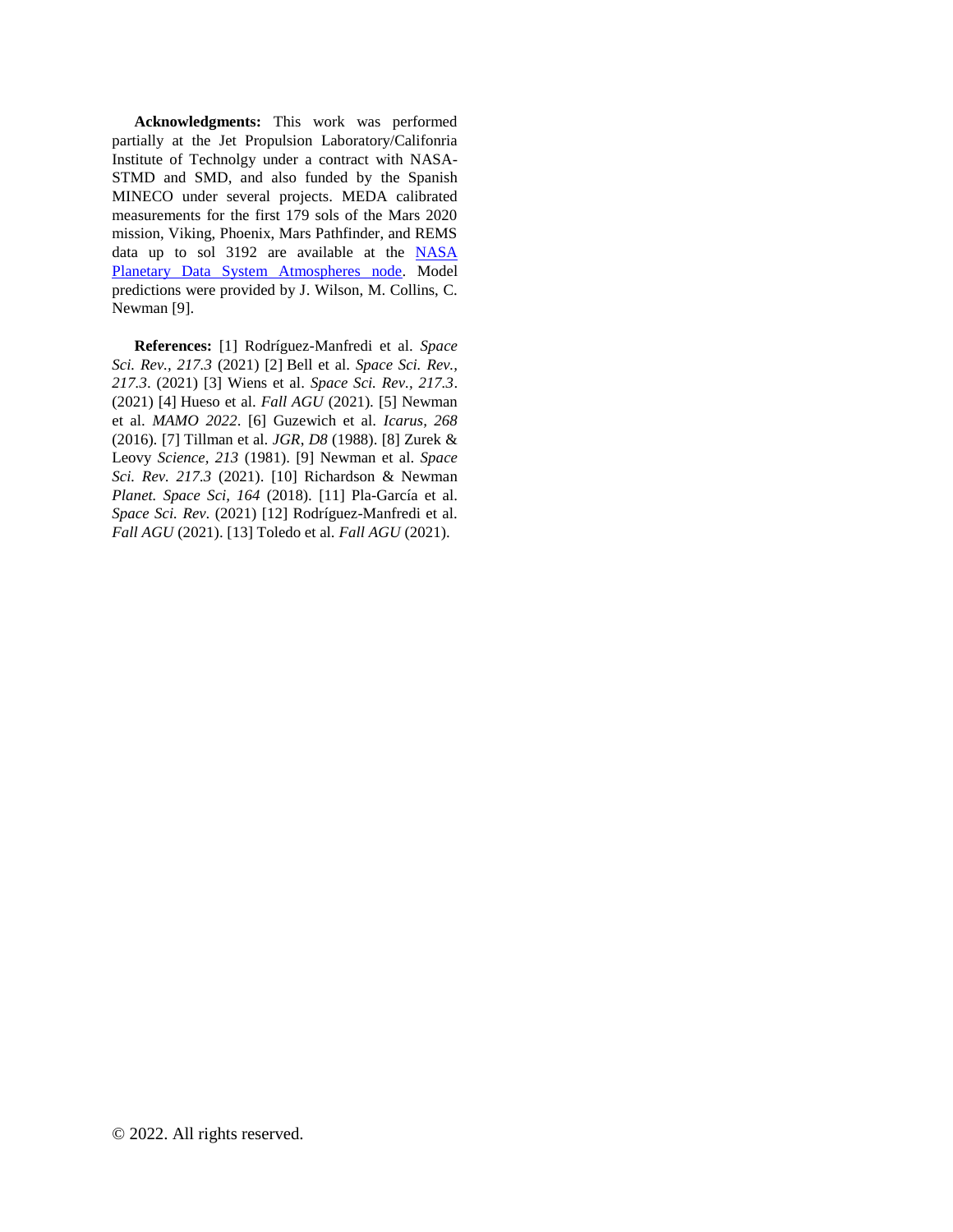**Acknowledgments:** This work was performed partially at the Jet Propulsion Laboratory/Califonria Institute of Technolgy under a contract with NASA-STMD and SMD, and also funded by the Spanish MINECO under several projects. MEDA calibrated measurements for the first 179 sols of the Mars 2020 mission, Viking, Phoenix, Mars Pathfinder, and REMS data up to sol 3192 are available at the NASA Planetary Data System Atmospheres node. Model predictions were provided by J. Wilson, M. Collins, C. Newman [9].

**References:** [1] Rodríguez-Manfredi et al. *Space Sci. Rev., 217.3* (2021) [2] Bell et al. *Space Sci. Rev., 217.3*. (2021) [3] Wiens et al. *Space Sci. Rev., 217.3*. (2021) [4] Hueso et al. *Fall AGU* (2021). [5] Newman et al. *MAMO 2022*. [6] Guzewich et al. *Icarus, 268* (2016). [7] Tillman et al. *JGR, D8* (1988). [8] Zurek & Leovy *Science, 213* (1981). [9] Newman et al. *Space Sci. Rev. 217.3* (2021). [10] Richardson & Newman *Planet. Space Sci, 164* (2018). [11] Pla-García et al. *Space Sci. Rev*. (2021) [12] Rodríguez-Manfredi et al. *Fall AGU* (2021). [13] Toledo et al. *Fall AGU* (2021).

© 2022. All rights reserved.